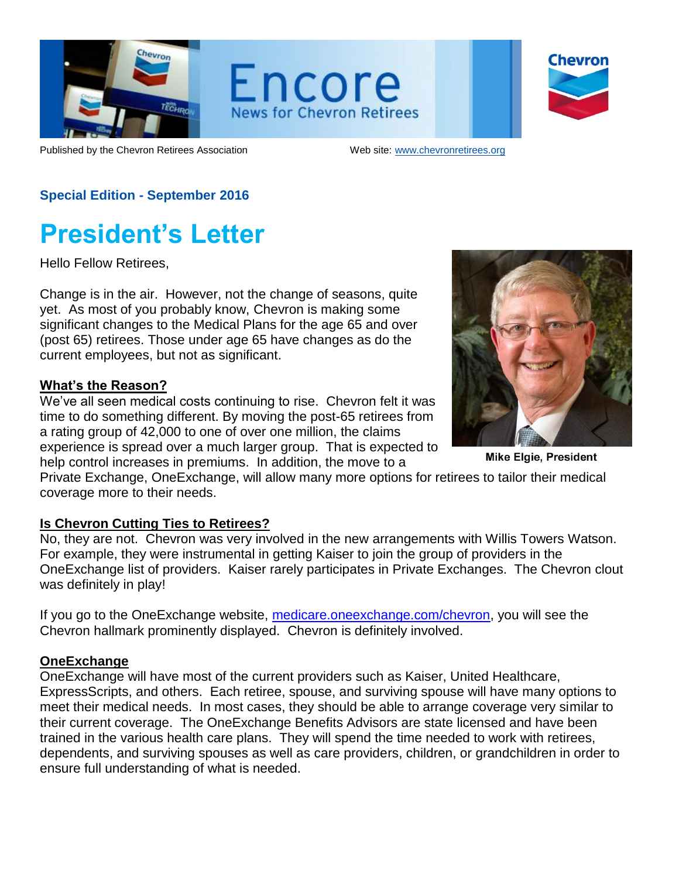# Encore

News for Chevron Retirees

Published by the Chevron Retirees Association

Web site: www.chevronretirees.org

**Special Edition - September 2016**

# President's Letter

Hello Fellow Retirees,

Change is in the air. However, not the change of seasons, quite yet. As most of you probably know, Chevron is making some significant changes to the Medical Plans for the age 65 and over (post 65) retirees. Those under age 65 have changes as do the current employees, but not as significant.

**Mike Elgie, President**

## What's the Reason?

We've all seen medical costs continuing to rise. Chevron felt it was time to do something different. By moving the post-65 retirees from a rating group of 42,000 to one of over one million, the claims experience is spread over a much larger group. That is expected to help control increases in premiums. In addition, the move to a Private Exchange, OneExchange, will allow many more options for retirees to tailor their medical coverage more to their needs.

## Is Chevron Cutting Ties to Retirees?

No, they are not. Chevron was very involved in the new arrangements with Willis Towers Watson. For example, they were instrumental in getting Kaiser to join the group of providers in the OneExchange list of providers. Kaiser rarely participates in Private Exchanges. The Chevron clout was definitely in play!

If you go to the OneExchange website, medicare.oneexchange.com/chevron, you will see the Chevron hallmark prominently displayed. Chevron is definitely involved.

## OneExchange

OneExchange will have most of the current providers such as Kaiser, United Healthcare, ExpressScripts, and others. Each retiree, spouse, and surviving spouse will have many options to meet their medical needs. In most cases, they should be able to arrange coverage very similar to their current coverage. The OneExchange Benefits Advisors are state licensed and have been trained in the various health care plans. They will spend the time needed to work with retirees, dependents, and surviving spouses as well as care providers, children, or grandchildren in order to ensure full understanding of what is needed.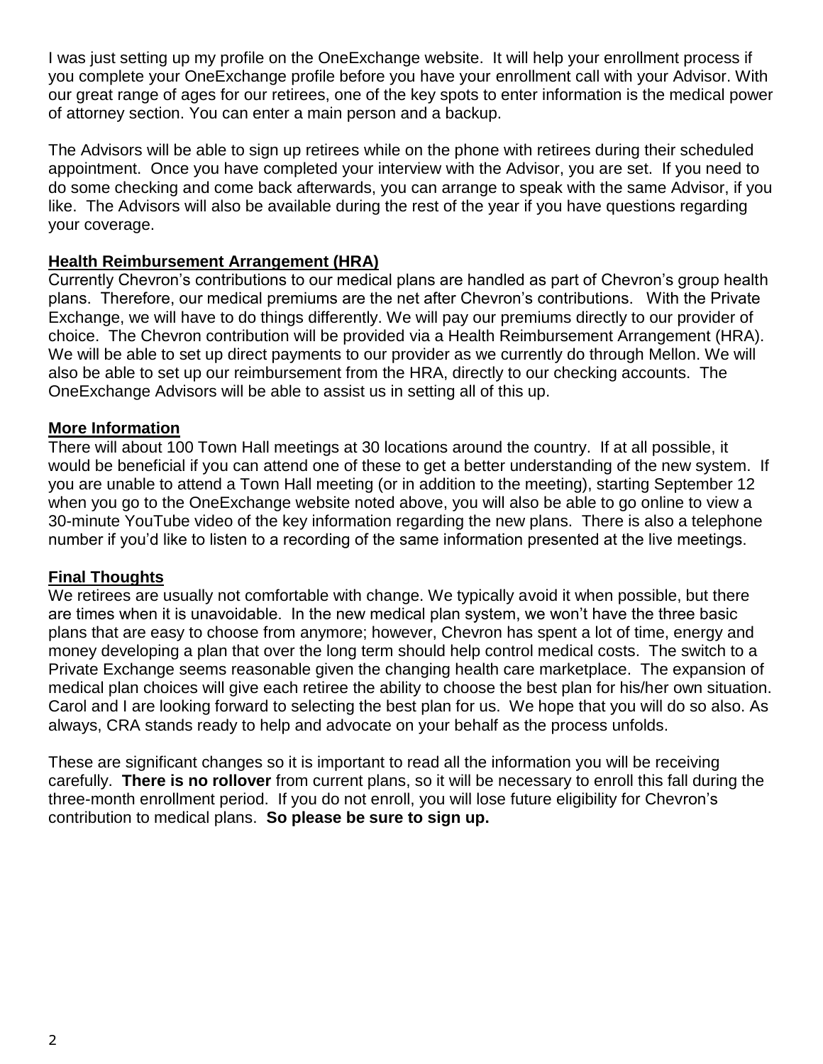I was just setting up my profile on the OneExchange website. It will help your enrollment process if you complete your OneExchange profile before you have your enrollment call with your Advisor. With our great range of ages for our retirees, one of the key spots to enter information is the medical power of attorney section. You can enter a main person and a backup.

The Advisors will be able to sign up retirees while on the phone with retirees during their scheduled appointment. Once you have completed your interview with the Advisor, you are set. If you need to do some checking and come back afterwards, you can arrange to speak with the same Advisor, if you like. The Advisors will also be available during the rest of the year if you have questions regarding your coverage.

## Health Reimbursement Arrangement (HRA)

Currently Chevron's contributions to our medical plans are handled as part of Chevron's group health plans. Therefore, our medical premiums are the net after Chevron's contributions. With the Private Exchange, we will have to do things differently. We will pay our premiums directly to our provider of choice. The Chevron contribution will be provided via a Health Reimbursement Arrangement (HRA). We will be able to set up direct payments to our provider as we currently do through Mellon. We will also be able to set up our reimbursement from the HRA, directly to our checking accounts. The OneExchange Advisors will be able to assist us in setting all of this up.

## More Information

There will about 100 Town Hall meetings at 30 locations around the country. If at all possible, it would be beneficial if you can attend one of these to get a better understanding of the new system. If you are unable to attend a Town Hall meeting (or in addition to the meeting), starting September 12 when you go to the OneExchange website noted above, you will also be able to go online to view a 30-minute YouTube video of the key information regarding the new plans. There is also a telephone number if you'd like to listen to a recording of the same information presented at the live meetings.

## Final Thoughts

We retirees are usually not comfortable with change. We typically avoid it when possible, but there are times when it is unavoidable. In the new medical plan system, we won't have the three basic plans that are easy to choose from anymore; however, Chevron has spent a lot of time, energy and money developing a plan that over the long term should help control medical costs. The switch to a Private Exchange seems reasonable given the changing health care marketplace. The expansion of medical plan choices will give each retiree the ability to choose the best plan for his/her own situation. Carol and I are looking forward to selecting the best plan for us. We hope that you will do so also. As always, CRA stands ready to help and advocate on your behalf as the process unfolds.

These are significant changes so it is important to read all the information you will be receiving carefully. **There is no rollover** from current plans, so it will be necessary to enroll this fall during the three-month enrollment period. If you do not enroll, you will lose future eligibility for Chevron's contribution to medical plans. **So please be sure to sign up.**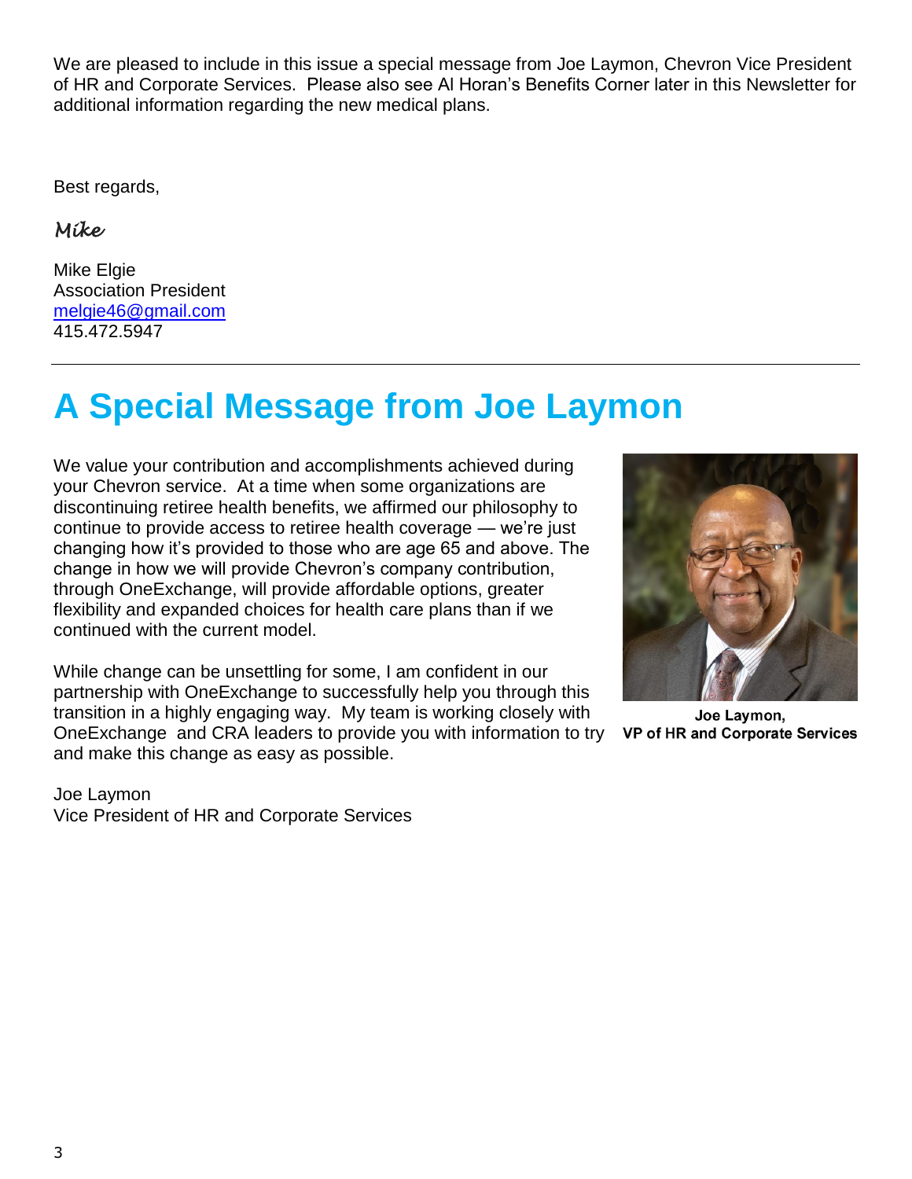We are pleased to include in this issue a special message from Joe Laymon, Chevron Vice President of HR and Corporate Services. Please also see Al Horan's Benefits Corner later in this Newsletter for additional information regarding the new medical plans.

Best regards,

*Mike*

Mike Elgie
Association President
melgie46@gmail.com
415.472.5947

---

# A Special Message from Joe Laymon

We value your contribution and accomplishments achieved during your Chevron service. At a time when some organizations are discontinuing retiree health benefits, we affirmed our philosophy to continue to provide access to retiree health coverage — we're just changing how it's provided to those who are age 65 and above. The change in how we will provide Chevron's company contribution, through OneExchange, will provide affordable options, greater flexibility and expanded choices for health care plans than if we continued with the current model.

While change can be unsettling for some, I am confident in our partnership with OneExchange to successfully help you through this transition in a highly engaging way. My team is working closely with OneExchange and CRA leaders to provide you with information to try and make this change as easy as possible.

**Joe Laymon,**
**VP of HR and Corporate Services**

Joe Laymon
Vice President of HR and Corporate Services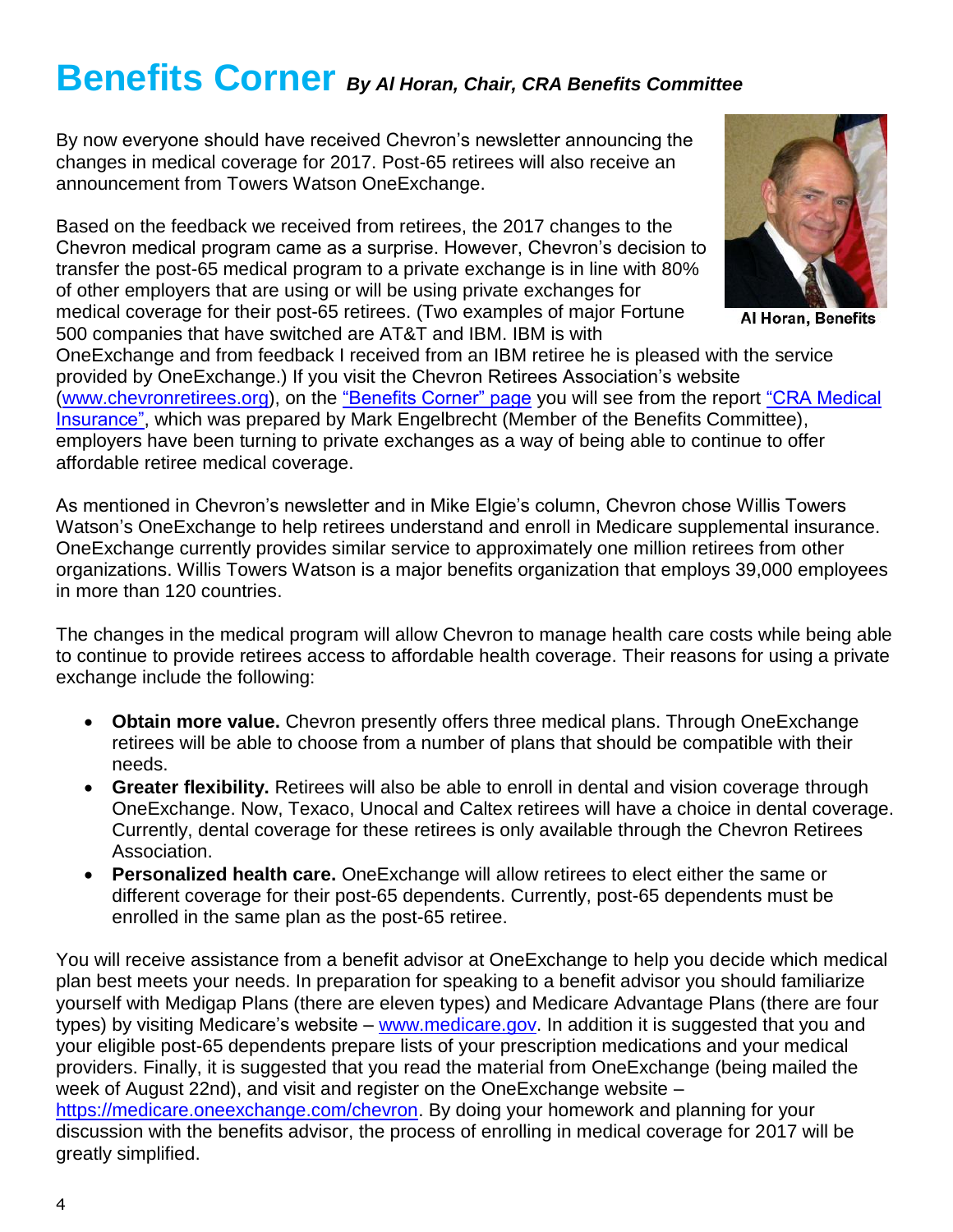# Benefits Corner *By Al Horan, Chair, CRA Benefits Committee*

By now everyone should have received Chevron's newsletter announcing the changes in medical coverage for 2017. Post-65 retirees will also receive an announcement from Towers Watson OneExchange.

Al Horan, Benefits

Based on the feedback we received from retirees, the 2017 changes to the Chevron medical program came as a surprise. However, Chevron's decision to transfer the post-65 medical program to a private exchange is in line with 80% of other employers that are using or will be using private exchanges for medical coverage for their post-65 retirees. (Two examples of major Fortune 500 companies that have switched are AT&T and IBM. IBM is with OneExchange and from feedback I received from an IBM retiree he is pleased with the service provided by OneExchange.) If you visit the Chevron Retirees Association's website (www.chevronretirees.org), on the "Benefits Corner" page you will see from the report "CRA Medical Insurance", which was prepared by Mark Engelbrecht (Member of the Benefits Committee), employers have been turning to private exchanges as a way of being able to continue to offer affordable retiree medical coverage.

As mentioned in Chevron's newsletter and in Mike Elgie's column, Chevron chose Willis Towers Watson's OneExchange to help retirees understand and enroll in Medicare supplemental insurance. OneExchange currently provides similar service to approximately one million retirees from other organizations. Willis Towers Watson is a major benefits organization that employs 39,000 employees in more than 120 countries.

The changes in the medical program will allow Chevron to manage health care costs while being able to continue to provide retirees access to affordable health coverage. Their reasons for using a private exchange include the following:

- **Obtain more value.** Chevron presently offers three medical plans. Through OneExchange retirees will be able to choose from a number of plans that should be compatible with their needs.
- **Greater flexibility.** Retirees will also be able to enroll in dental and vision coverage through OneExchange. Now, Texaco, Unocal and Caltex retirees will have a choice in dental coverage. Currently, dental coverage for these retirees is only available through the Chevron Retirees Association.
- **Personalized health care.** OneExchange will allow retirees to elect either the same or different coverage for their post-65 dependents. Currently, post-65 dependents must be enrolled in the same plan as the post-65 retiree.

You will receive assistance from a benefit advisor at OneExchange to help you decide which medical plan best meets your needs. In preparation for speaking to a benefit advisor you should familiarize yourself with Medigap Plans (there are eleven types) and Medicare Advantage Plans (there are four types) by visiting Medicare's website – www.medicare.gov. In addition it is suggested that you and your eligible post-65 dependents prepare lists of your prescription medications and your medical providers. Finally, it is suggested that you read the material from OneExchange (being mailed the week of August 22nd), and visit and register on the OneExchange website – https://medicare.oneexchange.com/chevron. By doing your homework and planning for your discussion with the benefits advisor, the process of enrolling in medical coverage for 2017 will be greatly simplified.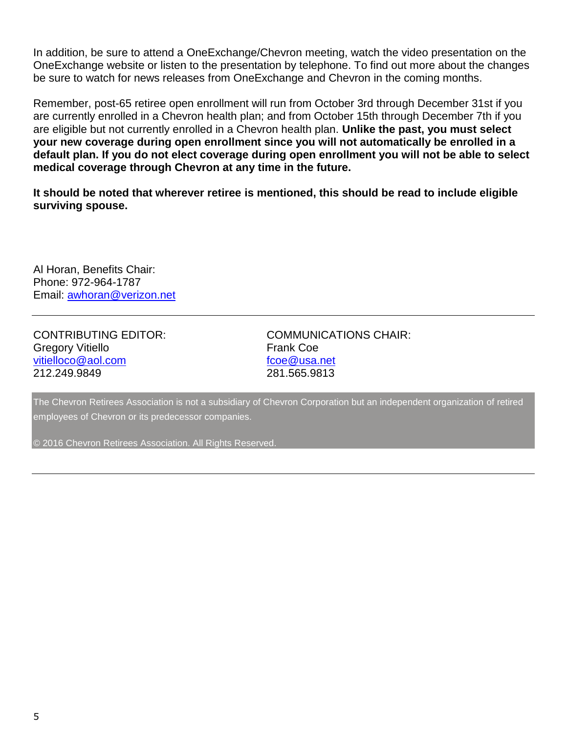In addition, be sure to attend a OneExchange/Chevron meeting, watch the video presentation on the OneExchange website or listen to the presentation by telephone. To find out more about the changes be sure to watch for news releases from OneExchange and Chevron in the coming months.

Remember, post-65 retiree open enrollment will run from October 3rd through December 31st if you are currently enrolled in a Chevron health plan; and from October 15th through December 7th if you are eligible but not currently enrolled in a Chevron health plan. **Unlike the past, you must select your new coverage during open enrollment since you will not automatically be enrolled in a default plan. If you do not elect coverage during open enrollment you will not be able to select medical coverage through Chevron at any time in the future.**

**It should be noted that wherever retiree is mentioned, this should be read to include eligible surviving spouse.**

Al Horan, Benefits Chair:
Phone: 972-964-1787
Email: awhoran@verizon.net

---

CONTRIBUTING EDITOR:
Gregory Vitiello
vitielloco@aol.com
212.249.9849

COMMUNICATIONS CHAIR:
Frank Coe
fcoe@usa.net
281.565.9813

The Chevron Retirees Association is not a subsidiary of Chevron Corporation but an independent organization of retired employees of Chevron or its predecessor companies.

© 2016 Chevron Retirees Association. All Rights Reserved.